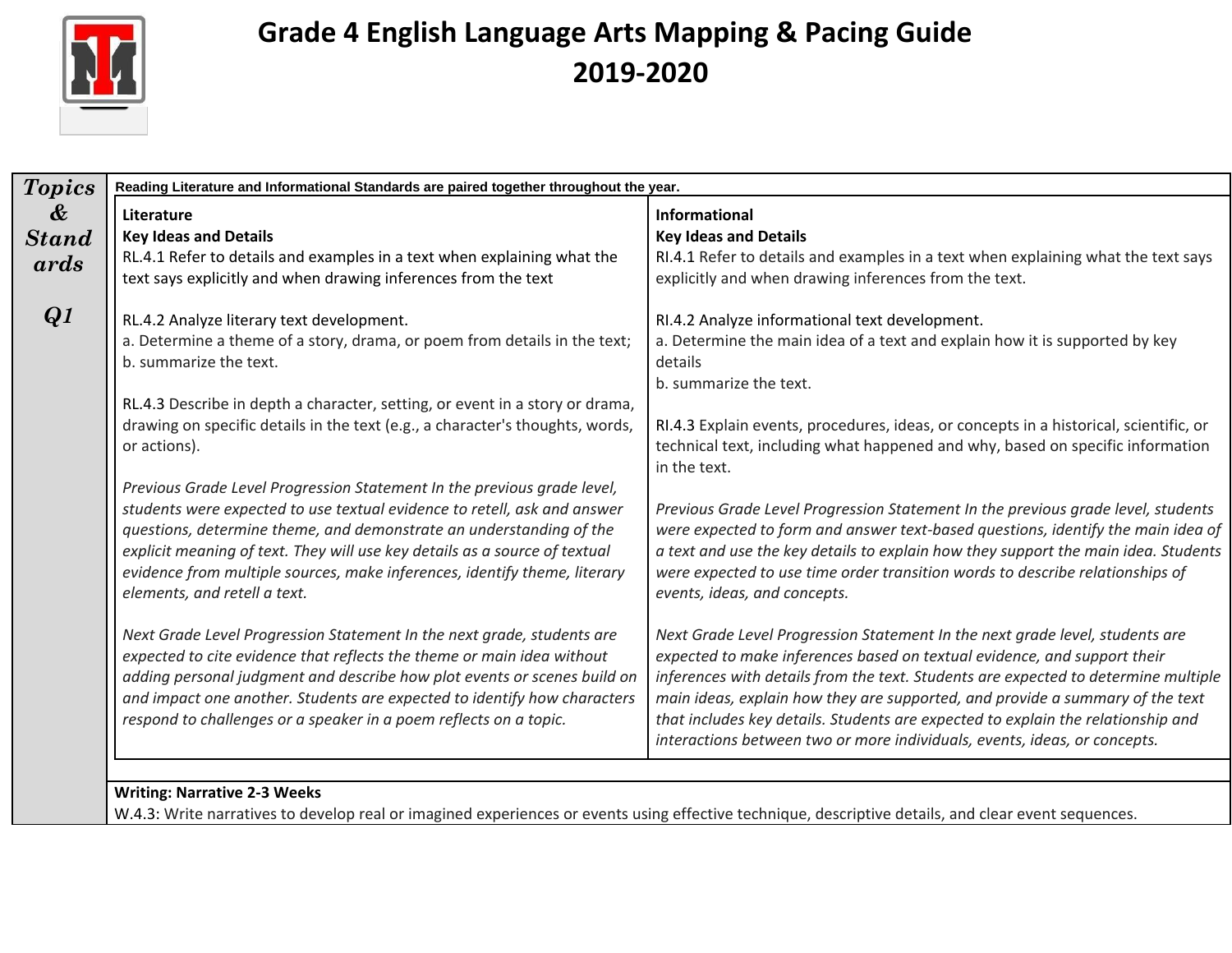# Grade 4 English Language Arts Mapping & Pacing Guide 2019-2020

| Topics & Standards Q1 | Reading Literature and Informational Standards are paired together throughout the year. | |
|---|---|---|
| | **Literature**<br>**Key Ideas and Details**<br>RL.4.1 Refer to details and examples in a text when explaining what the text says explicitly and when drawing inferences from the text<br><br>RL.4.2 Analyze literary text development.<br>a. Determine a theme of a story, drama, or poem from details in the text;<br>b. summarize the text.<br><br>RL.4.3 Describe in depth a character, setting, or event in a story or drama, drawing on specific details in the text (e.g., a character's thoughts, words, or actions).<br><br>*Previous Grade Level Progression Statement In the previous grade level, students were expected to use textual evidence to retell, ask and answer questions, determine theme, and demonstrate an understanding of the explicit meaning of text. They will use key details as a source of textual evidence from multiple sources, make inferences, identify theme, literary elements, and retell a text.*<br><br>*Next Grade Level Progression Statement In the next grade, students are expected to cite evidence that reflects the theme or main idea without adding personal judgment and describe how plot events or scenes build on and impact one another. Students are expected to identify how characters respond to challenges or a speaker in a poem reflects on a topic.* | **Informational**<br>**Key Ideas and Details**<br>RI.4.1 Refer to details and examples in a text when explaining what the text says explicitly and when drawing inferences from the text.<br><br>RI.4.2 Analyze informational text development.<br>a. Determine the main idea of a text and explain how it is supported by key details<br>b. summarize the text.<br><br>RI.4.3 Explain events, procedures, ideas, or concepts in a historical, scientific, or technical text, including what happened and why, based on specific information in the text.<br><br>*Previous Grade Level Progression Statement In the previous grade level, students were expected to form and answer text-based questions, identify the main idea of a text and use the key details to explain how they support the main idea. Students were expected to use time order transition words to describe relationships of events, ideas, and concepts.*<br><br>*Next Grade Level Progression Statement In the next grade level, students are expected to make inferences based on textual evidence, and support their inferences with details from the text. Students are expected to determine multiple main ideas, explain how they are supported, and provide a summary of the text that includes key details. Students are expected to explain the relationship and interactions between two or more individuals, events, ideas, or concepts.* |
| | **Writing: Narrative 2-3 Weeks**<br>W.4.3: Write narratives to develop real or imagined experiences or events using effective technique, descriptive details, and clear event sequences. | |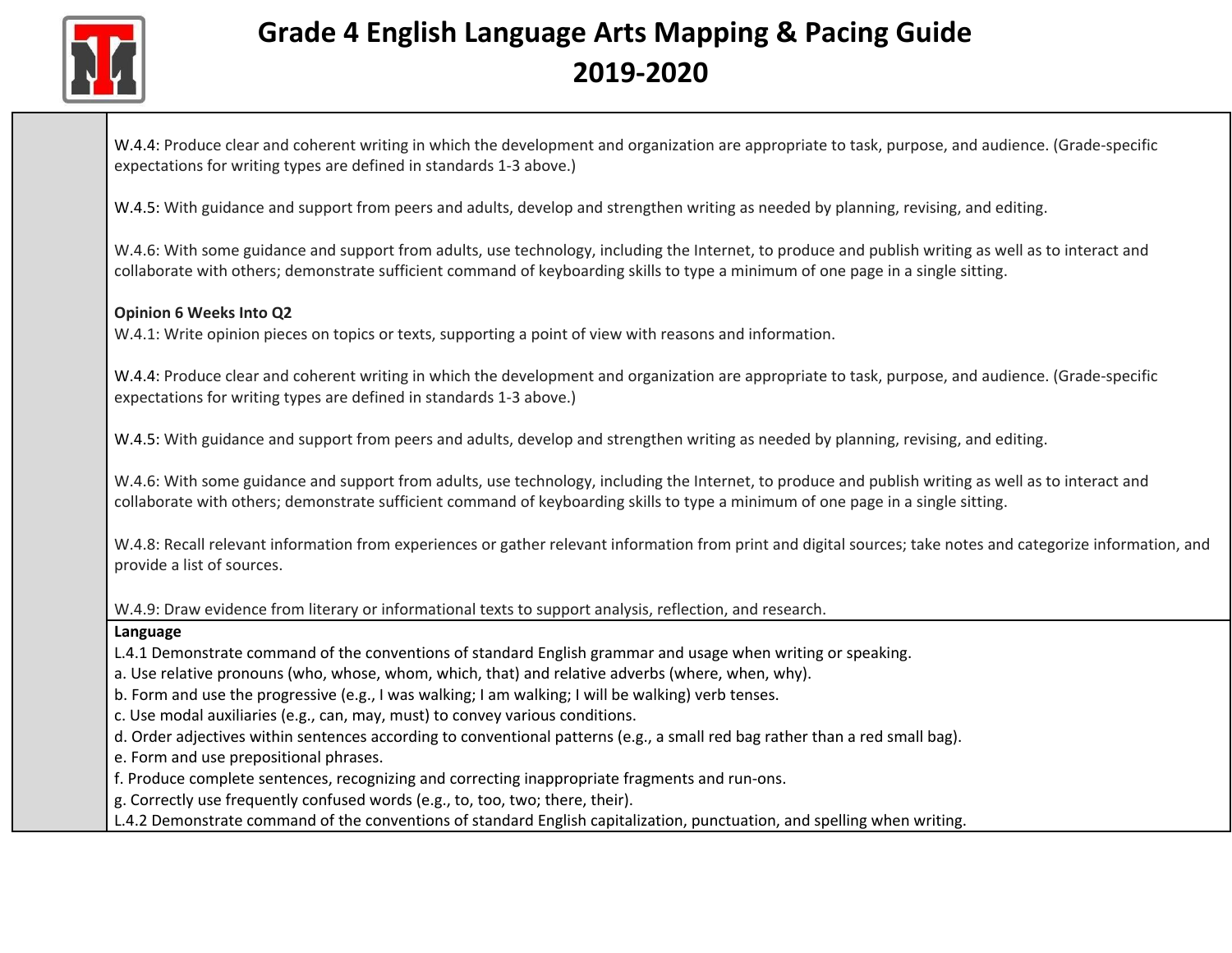W.4.4: Produce clear and coherent writing in which the development and organization are appropriate to task, purpose, and audience. (Grade-specific expectations for writing types are defined in standards 1-3 above.)

W.4.5: With guidance and support from peers and adults, develop and strengthen writing as needed by planning, revising, and editing.

W.4.6: With some guidance and support from adults, use technology, including the Internet, to produce and publish writing as well as to interact and collaborate with others; demonstrate sufficient command of keyboarding skills to type a minimum of one page in a single sitting.

**Opinion 6 Weeks Into Q2**

W.4.1: Write opinion pieces on topics or texts, supporting a point of view with reasons and information.

W.4.4: Produce clear and coherent writing in which the development and organization are appropriate to task, purpose, and audience. (Grade-specific expectations for writing types are defined in standards 1-3 above.)

W.4.5: With guidance and support from peers and adults, develop and strengthen writing as needed by planning, revising, and editing.

W.4.6: With some guidance and support from adults, use technology, including the Internet, to produce and publish writing as well as to interact and collaborate with others; demonstrate sufficient command of keyboarding skills to type a minimum of one page in a single sitting.

W.4.8: Recall relevant information from experiences or gather relevant information from print and digital sources; take notes and categorize information, and provide a list of sources.

W.4.9: Draw evidence from literary or informational texts to support analysis, reflection, and research.

**Language**

L.4.1 Demonstrate command of the conventions of standard English grammar and usage when writing or speaking.

a. Use relative pronouns (who, whose, whom, which, that) and relative adverbs (where, when, why).

b. Form and use the progressive (e.g., I was walking; I am walking; I will be walking) verb tenses.

c. Use modal auxiliaries (e.g., can, may, must) to convey various conditions.

d. Order adjectives within sentences according to conventional patterns (e.g., a small red bag rather than a red small bag).

e. Form and use prepositional phrases.

f. Produce complete sentences, recognizing and correcting inappropriate fragments and run-ons.

g. Correctly use frequently confused words (e.g., to, too, two; there, their).

L.4.2 Demonstrate command of the conventions of standard English capitalization, punctuation, and spelling when writing.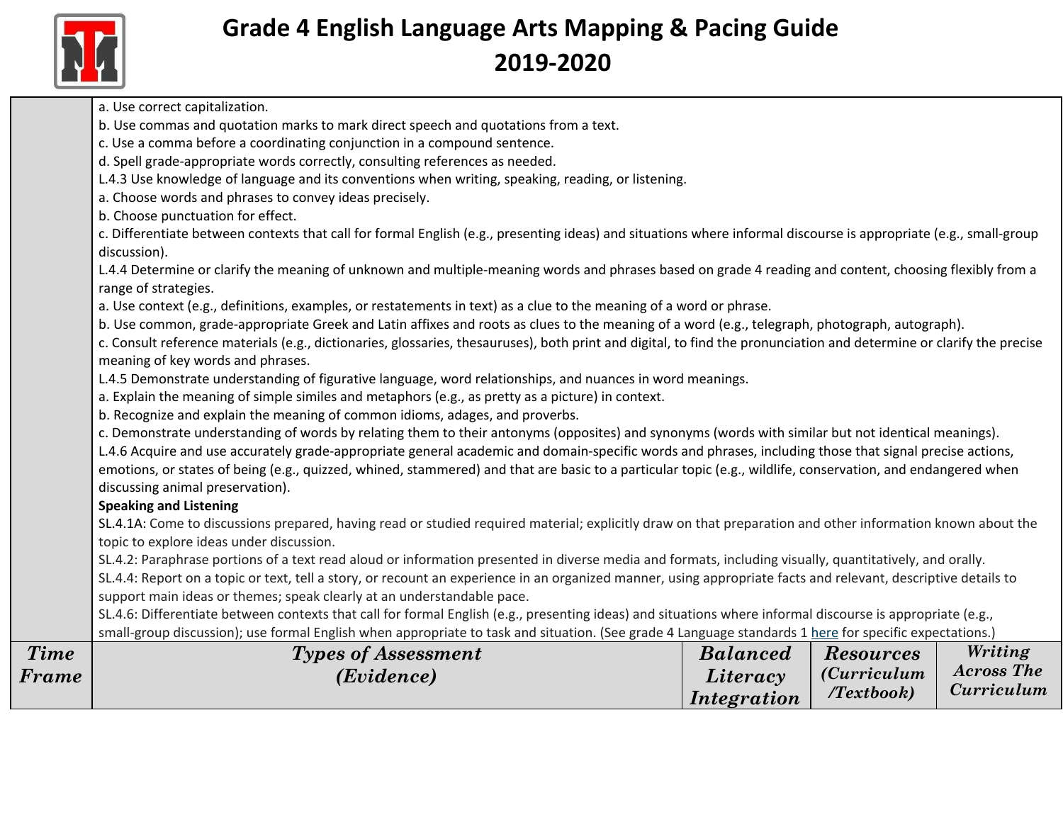# Grade 4 English Language Arts Mapping & Pacing Guide
# 2019-2020

a. Use correct capitalization.
b. Use commas and quotation marks to mark direct speech and quotations from a text.
c. Use a comma before a coordinating conjunction in a compound sentence.
d. Spell grade-appropriate words correctly, consulting references as needed.
L.4.3 Use knowledge of language and its conventions when writing, speaking, reading, or listening.
a. Choose words and phrases to convey ideas precisely.
b. Choose punctuation for effect.
c. Differentiate between contexts that call for formal English (e.g., presenting ideas) and situations where informal discourse is appropriate (e.g., small-group discussion).
L.4.4 Determine or clarify the meaning of unknown and multiple-meaning words and phrases based on grade 4 reading and content, choosing flexibly from a range of strategies.
a. Use context (e.g., definitions, examples, or restatements in text) as a clue to the meaning of a word or phrase.
b. Use common, grade-appropriate Greek and Latin affixes and roots as clues to the meaning of a word (e.g., telegraph, photograph, autograph).
c. Consult reference materials (e.g., dictionaries, glossaries, thesauruses), both print and digital, to find the pronunciation and determine or clarify the precise meaning of key words and phrases.
L.4.5 Demonstrate understanding of figurative language, word relationships, and nuances in word meanings.
a. Explain the meaning of simple similes and metaphors (e.g., as pretty as a picture) in context.
b. Recognize and explain the meaning of common idioms, adages, and proverbs.
c. Demonstrate understanding of words by relating them to their antonyms (opposites) and synonyms (words with similar but not identical meanings).
L.4.6 Acquire and use accurately grade-appropriate general academic and domain-specific words and phrases, including those that signal precise actions, emotions, or states of being (e.g., quizzed, whined, stammered) and that are basic to a particular topic (e.g., wildlife, conservation, and endangered when discussing animal preservation).

**Speaking and Listening**

SL.4.1A: Come to discussions prepared, having read or studied required material; explicitly draw on that preparation and other information known about the topic to explore ideas under discussion.
SL.4.2: Paraphrase portions of a text read aloud or information presented in diverse media and formats, including visually, quantitatively, and orally.
SL.4.4: Report on a topic or text, tell a story, or recount an experience in an organized manner, using appropriate facts and relevant, descriptive details to support main ideas or themes; speak clearly at an understandable pace.
SL.4.6: Differentiate between contexts that call for formal English (e.g., presenting ideas) and situations where informal discourse is appropriate (e.g., small-group discussion); use formal English when appropriate to task and situation. (See grade 4 Language standards 1 here for specific expectations.)

| *Time Frame* | *Types of Assessment (Evidence)* | *Balanced Literacy Integration* | *Resources (Curriculum /Textbook)* | *Writing Across The Curriculum* |
|---|---|---|---|---|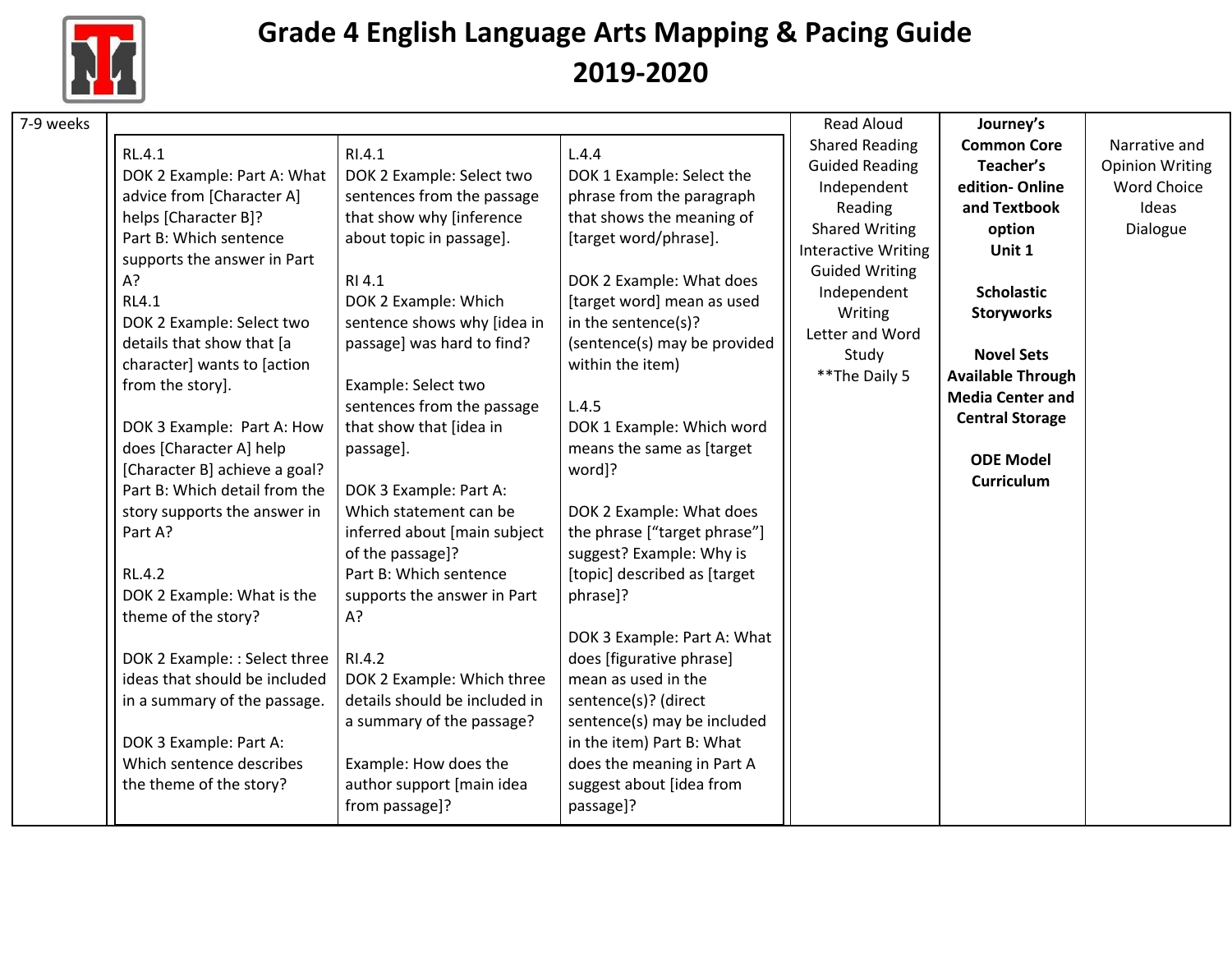# Grade 4 English Language Arts Mapping & Pacing Guide 2019-2020

| | | | | | | |
|---|---|---|---|---|---|---|
| 7-9 weeks | RL.4.1<br>DOK 2 Example: Part A: What advice from [Character A] helps [Character B]?<br>Part B: Which sentence supports the answer in Part A?<br>RL4.1<br>DOK 2 Example: Select two details that show that [a character] wants to [action from the story].<br><br>DOK 3 Example: Part A: How does [Character A] help [Character B] achieve a goal?<br>Part B: Which detail from the story supports the answer in Part A?<br><br>RL.4.2<br>DOK 2 Example: What is the theme of the story?<br><br>DOK 2 Example: : Select three ideas that should be included in a summary of the passage.<br><br>DOK 3 Example: Part A: Which sentence describes the theme of the story? | RI.4.1<br>DOK 2 Example: Select two sentences from the passage that show why [inference about topic in passage].<br><br>RI 4.1<br>DOK 2 Example: Which sentence shows why [idea in passage] was hard to find?<br><br>Example: Select two sentences from the passage that show that [idea in passage].<br><br>DOK 3 Example: Part A: Which statement can be inferred about [main subject of the passage]?<br>Part B: Which sentence supports the answer in Part A?<br><br>RI.4.2<br>DOK 2 Example: Which three details should be included in a summary of the passage?<br><br>Example: How does the author support [main idea from passage]? | L.4.4<br>DOK 1 Example: Select the phrase from the paragraph that shows the meaning of [target word/phrase].<br><br>DOK 2 Example: What does [target word] mean as used in the sentence(s)? (sentence(s) may be provided within the item)<br><br>L.4.5<br>DOK 1 Example: Which word means the same as [target word]?<br><br>DOK 2 Example: What does the phrase ["target phrase"] suggest? Example: Why is [topic] described as [target phrase]?<br><br>DOK 3 Example: Part A: What does [figurative phrase] mean as used in the sentence(s)? (direct sentence(s) may be included in the item) Part B: What does the meaning in Part A suggest about [idea from passage]? | Read Aloud<br>Shared Reading<br>Guided Reading<br>Independent Reading<br>Shared Writing<br>Interactive Writing<br>Guided Writing<br>Independent Writing<br>Letter and Word Study<br>**The Daily 5 | **Journey's Common Core Teacher's edition- Online and Textbook option Unit 1**<br><br>**Scholastic Storyworks**<br><br>**Novel Sets Available Through Media Center and Central Storage**<br><br>**ODE Model Curriculum** | Narrative and Opinion Writing<br>Word Choice<br>Ideas<br>Dialogue |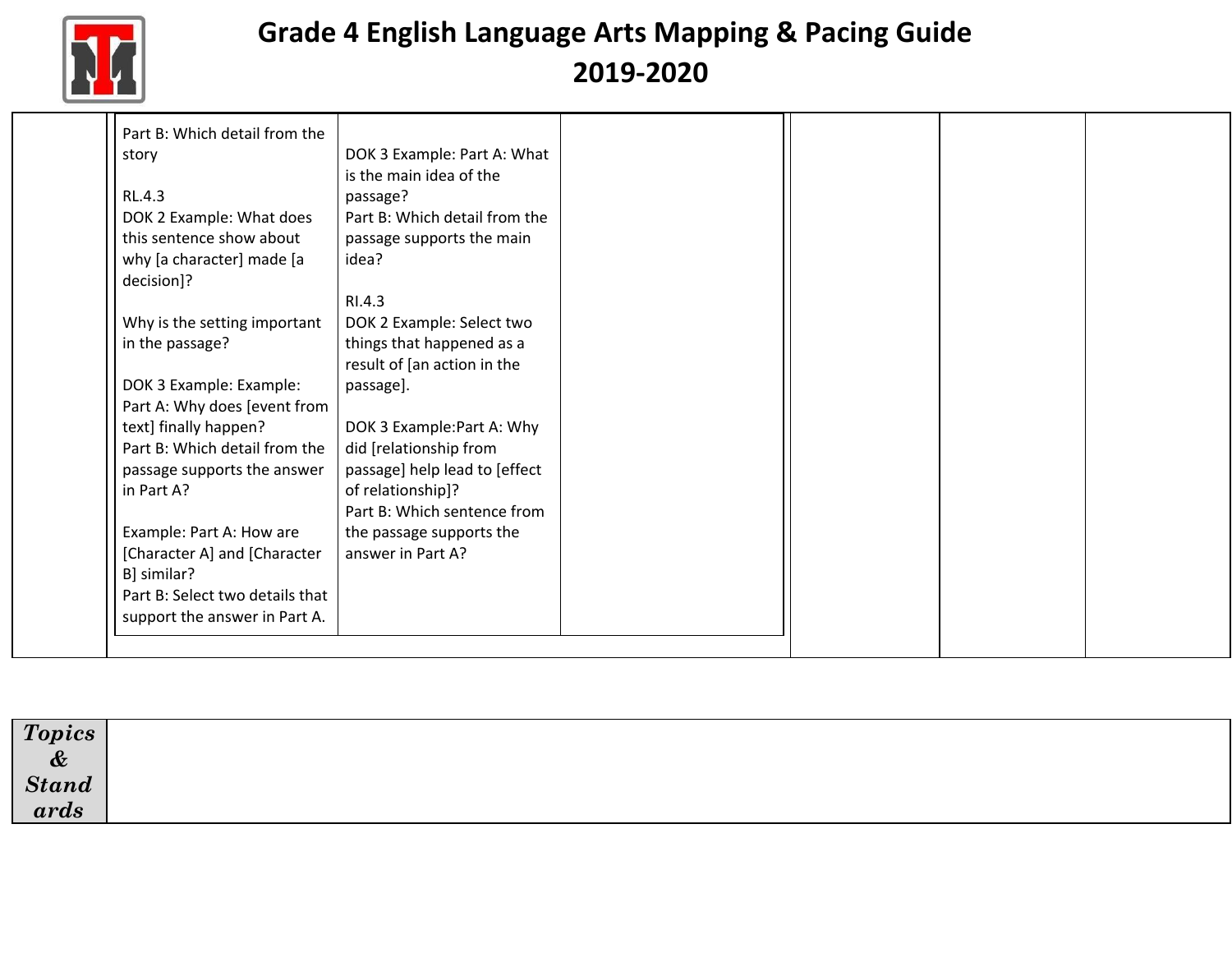# Grade 4 English Language Arts Mapping & Pacing Guide 2019-2020

| | | | | | | |
|---|---|---|---|---|---|---|
| | Part B: Which detail from the story<br><br>RL.4.3<br>DOK 2 Example: What does this sentence show about why [a character] made [a decision]?<br><br>Why is the setting important in the passage?<br><br>DOK 3 Example: Example: Part A: Why does [event from text] finally happen?<br>Part B: Which detail from the passage supports the answer in Part A?<br><br>Example: Part A: How are [Character A] and [Character B] similar?<br>Part B: Select two details that support the answer in Part A. | DOK 3 Example: Part A: What is the main idea of the passage?<br>Part B: Which detail from the passage supports the main idea?<br><br>RI.4.3<br>DOK 2 Example: Select two things that happened as a result of [an action in the passage].<br><br>DOK 3 Example:Part A: Why did [relationship from passage] help lead to [effect of relationship]?<br>Part B: Which sentence from the passage supports the answer in Part A? | | | | |

| ***Topics & Standards*** | |
|---|---|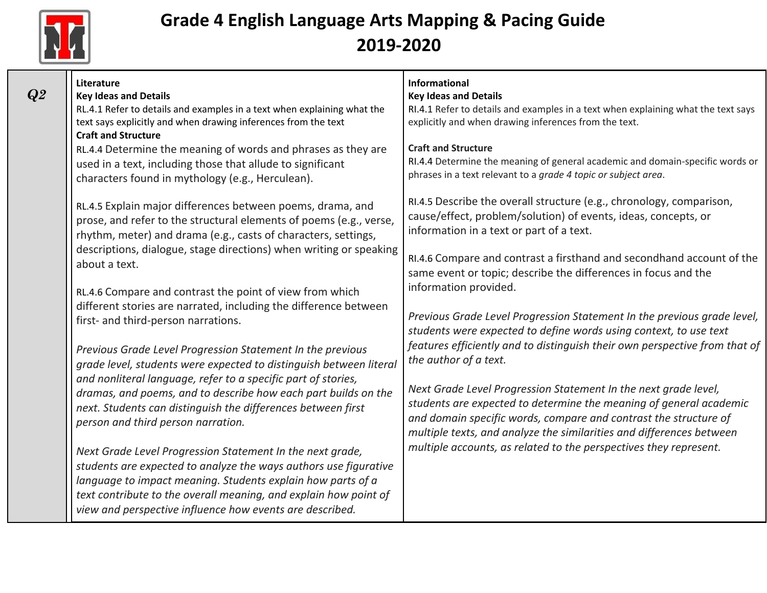# Grade 4 English Language Arts Mapping & Pacing Guide 2019-2020

| | Literature | Informational |
|---|---|---|
| ***Q2*** | **Literature**<br>**Key Ideas and Details**<br>RL.4.1 Refer to details and examples in a text when explaining what the text says explicitly and when drawing inferences from the text<br>**Craft and Structure**<br>RL.4.4 Determine the meaning of words and phrases as they are used in a text, including those that allude to significant characters found in mythology (e.g., Herculean).<br><br>RL.4.5 Explain major differences between poems, drama, and prose, and refer to the structural elements of poems (e.g., verse, rhythm, meter) and drama (e.g., casts of characters, settings, descriptions, dialogue, stage directions) when writing or speaking about a text.<br><br>RL.4.6 Compare and contrast the point of view from which different stories are narrated, including the difference between first- and third-person narrations.<br><br>*Previous Grade Level Progression Statement In the previous grade level, students were expected to distinguish between literal and nonliteral language, refer to a specific part of stories, dramas, and poems, and to describe how each part builds on the next. Students can distinguish the differences between first person and third person narration.*<br><br>*Next Grade Level Progression Statement In the next grade, students are expected to analyze the ways authors use figurative language to impact meaning. Students explain how parts of a text contribute to the overall meaning, and explain how point of view and perspective influence how events are described.* | **Informational**<br>**Key Ideas and Details**<br>RI.4.1 Refer to details and examples in a text when explaining what the text says explicitly and when drawing inferences from the text.<br><br>**Craft and Structure**<br>RI.4.4 Determine the meaning of general academic and domain-specific words or phrases in a text relevant to a *grade 4 topic or subject area*.<br><br>RI.4.5 Describe the overall structure (e.g., chronology, comparison, cause/effect, problem/solution) of events, ideas, concepts, or information in a text or part of a text.<br><br>RI.4.6 Compare and contrast a firsthand and secondhand account of the same event or topic; describe the differences in focus and the information provided.<br><br>*Previous Grade Level Progression Statement In the previous grade level, students were expected to define words using context, to use text features efficiently and to distinguish their own perspective from that of the author of a text.*<br><br>*Next Grade Level Progression Statement In the next grade level, students are expected to determine the meaning of general academic and domain specific words, compare and contrast the structure of multiple texts, and analyze the similarities and differences between multiple accounts, as related to the perspectives they represent.* |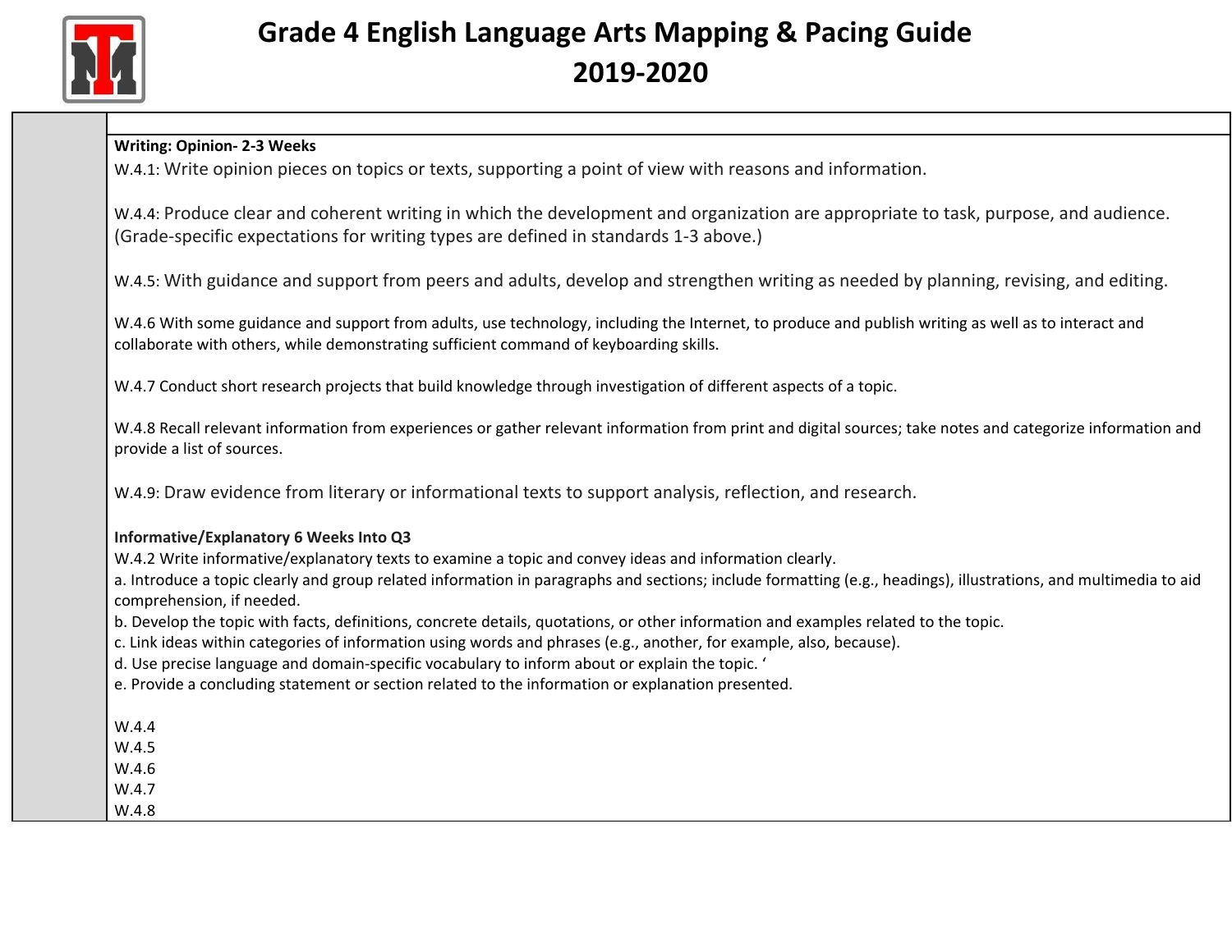# Grade 4 English Language Arts Mapping & Pacing Guide 2019-2020

**Writing: Opinion- 2-3 Weeks**

W.4.1: Write opinion pieces on topics or texts, supporting a point of view with reasons and information.

W.4.4: Produce clear and coherent writing in which the development and organization are appropriate to task, purpose, and audience. (Grade-specific expectations for writing types are defined in standards 1-3 above.)

W.4.5: With guidance and support from peers and adults, develop and strengthen writing as needed by planning, revising, and editing.

W.4.6 With some guidance and support from adults, use technology, including the Internet, to produce and publish writing as well as to interact and collaborate with others, while demonstrating sufficient command of keyboarding skills.

W.4.7 Conduct short research projects that build knowledge through investigation of different aspects of a topic.

W.4.8 Recall relevant information from experiences or gather relevant information from print and digital sources; take notes and categorize information and provide a list of sources.

W.4.9: Draw evidence from literary or informational texts to support analysis, reflection, and research.

**Informative/Explanatory 6 Weeks Into Q3**

W.4.2 Write informative/explanatory texts to examine a topic and convey ideas and information clearly.

a. Introduce a topic clearly and group related information in paragraphs and sections; include formatting (e.g., headings), illustrations, and multimedia to aid comprehension, if needed.
b. Develop the topic with facts, definitions, concrete details, quotations, or other information and examples related to the topic.
c. Link ideas within categories of information using words and phrases (e.g., another, for example, also, because).
d. Use precise language and domain-specific vocabulary to inform about or explain the topic. '
e. Provide a concluding statement or section related to the information or explanation presented.

W.4.4
W.4.5
W.4.6
W.4.7
W.4.8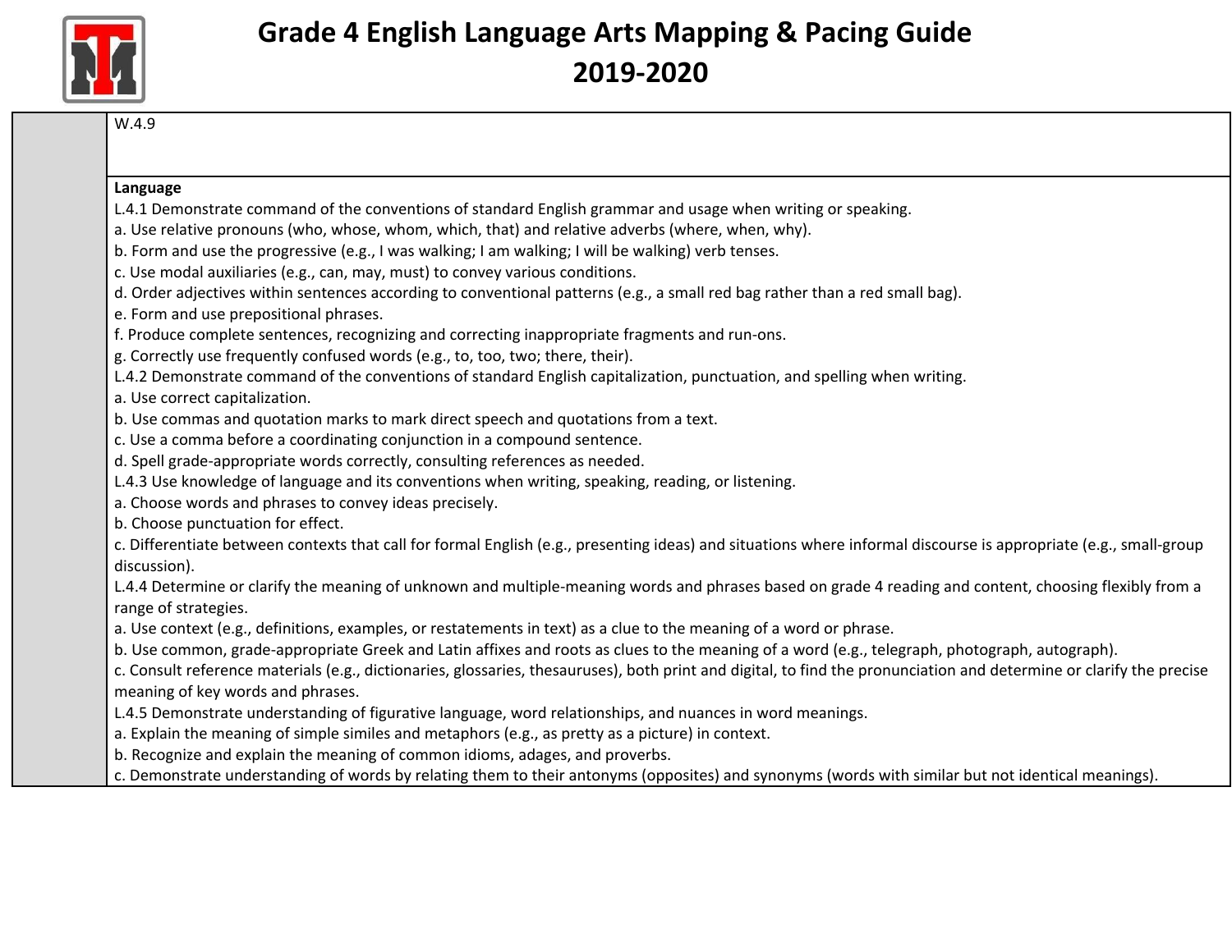# Grade 4 English Language Arts Mapping & Pacing Guide
## 2019-2020

| | |
|---|---|
| | W.4.9 |
| | **Language**<br>L.4.1 Demonstrate command of the conventions of standard English grammar and usage when writing or speaking.<br>a. Use relative pronouns (who, whose, whom, which, that) and relative adverbs (where, when, why).<br>b. Form and use the progressive (e.g., I was walking; I am walking; I will be walking) verb tenses.<br>c. Use modal auxiliaries (e.g., can, may, must) to convey various conditions.<br>d. Order adjectives within sentences according to conventional patterns (e.g., a small red bag rather than a red small bag).<br>e. Form and use prepositional phrases.<br>f. Produce complete sentences, recognizing and correcting inappropriate fragments and run-ons.<br>g. Correctly use frequently confused words (e.g., to, too, two; there, their).<br>L.4.2 Demonstrate command of the conventions of standard English capitalization, punctuation, and spelling when writing.<br>a. Use correct capitalization.<br>b. Use commas and quotation marks to mark direct speech and quotations from a text.<br>c. Use a comma before a coordinating conjunction in a compound sentence.<br>d. Spell grade-appropriate words correctly, consulting references as needed.<br>L.4.3 Use knowledge of language and its conventions when writing, speaking, reading, or listening.<br>a. Choose words and phrases to convey ideas precisely.<br>b. Choose punctuation for effect.<br>c. Differentiate between contexts that call for formal English (e.g., presenting ideas) and situations where informal discourse is appropriate (e.g., small-group discussion).<br>L.4.4 Determine or clarify the meaning of unknown and multiple-meaning words and phrases based on grade 4 reading and content, choosing flexibly from a range of strategies.<br>a. Use context (e.g., definitions, examples, or restatements in text) as a clue to the meaning of a word or phrase.<br>b. Use common, grade-appropriate Greek and Latin affixes and roots as clues to the meaning of a word (e.g., telegraph, photograph, autograph).<br>c. Consult reference materials (e.g., dictionaries, glossaries, thesauruses), both print and digital, to find the pronunciation and determine or clarify the precise meaning of key words and phrases.<br>L.4.5 Demonstrate understanding of figurative language, word relationships, and nuances in word meanings.<br>a. Explain the meaning of simple similes and metaphors (e.g., as pretty as a picture) in context.<br>b. Recognize and explain the meaning of common idioms, adages, and proverbs.<br>c. Demonstrate understanding of words by relating them to their antonyms (opposites) and synonyms (words with similar but not identical meanings). |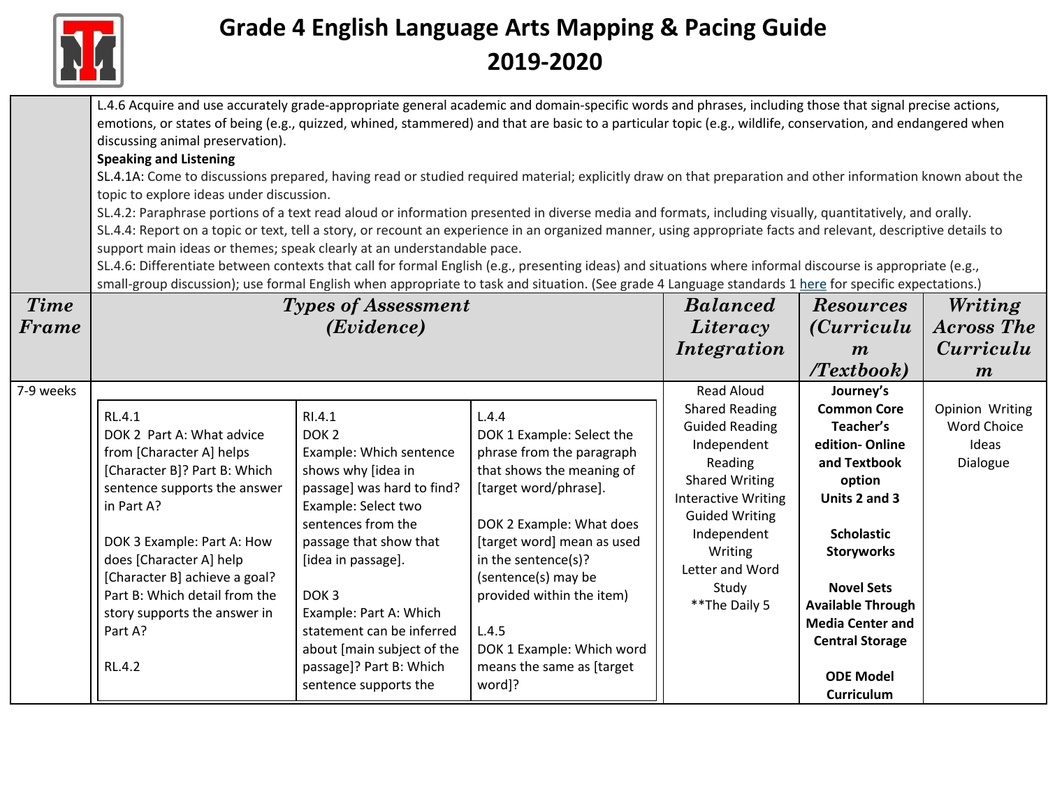# Grade 4 English Language Arts Mapping & Pacing Guide
## 2019-2020

| | | | | |
|---|---|---|---|---|
| | L.4.6 Acquire and use accurately grade-appropriate general academic and domain-specific words and phrases, including those that signal precise actions, emotions, or states of being (e.g., quizzed, whined, stammered) and that are basic to a particular topic (e.g., wildlife, conservation, and endangered when discussing animal preservation).<br>**Speaking and Listening**<br>SL.4.1A: Come to discussions prepared, having read or studied required material; explicitly draw on that preparation and other information known about the topic to explore ideas under discussion.<br>SL.4.2: Paraphrase portions of a text read aloud or information presented in diverse media and formats, including visually, quantitatively, and orally.<br>SL.4.4: Report on a topic or text, tell a story, or recount an experience in an organized manner, using appropriate facts and relevant, descriptive details to support main ideas or themes; speak clearly at an understandable pace.<br>SL.4.6: Differentiate between contexts that call for formal English (e.g., presenting ideas) and situations where informal discourse is appropriate (e.g., small-group discussion); use formal English when appropriate to task and situation. (See grade 4 Language standards 1 here for specific expectations.) | | | |
| ***Time Frame*** | ***Types of Assessment (Evidence)*** | ***Balanced Literacy Integration*** | ***Resources (Curriculum /Textbook)*** | ***Writing Across The Curriculum*** |
| 7-9 weeks | RL.4.1<br>DOK 2 Part A: What advice from [Character A] helps [Character B]? Part B: Which sentence supports the answer in Part A?<br><br>DOK 3 Example: Part A: How does [Character A] help [Character B] achieve a goal? Part B: Which detail from the story supports the answer in Part A?<br><br>RL.4.2<br><br>RI.4.1<br>DOK 2<br>Example: Which sentence shows why [idea in passage] was hard to find?<br>Example: Select two sentences from the passage that show that [idea in passage].<br><br>DOK 3<br>Example: Part A: Which statement can be inferred about [main subject of the passage]? Part B: Which sentence supports the<br><br>L.4.4<br>DOK 1 Example: Select the phrase from the paragraph that shows the meaning of [target word/phrase].<br><br>DOK 2 Example: What does [target word] mean as used in the sentence(s)? (sentence(s) may be provided within the item)<br><br>L.4.5<br>DOK 1 Example: Which word means the same as [target word]? | Read Aloud<br>Shared Reading<br>Guided Reading<br>Independent Reading<br>Shared Writing<br>Interactive Writing<br>Guided Writing<br>Independent Writing<br>Letter and Word Study<br>**The Daily 5 | **Journey's Common Core Teacher's edition- Online and Textbook option**<br>**Units 2 and 3**<br><br>**Scholastic Storyworks**<br><br>**Novel Sets Available Through Media Center and Central Storage**<br><br>**ODE Model Curriculum** | Opinion Writing<br>Word Choice<br>Ideas<br>Dialogue |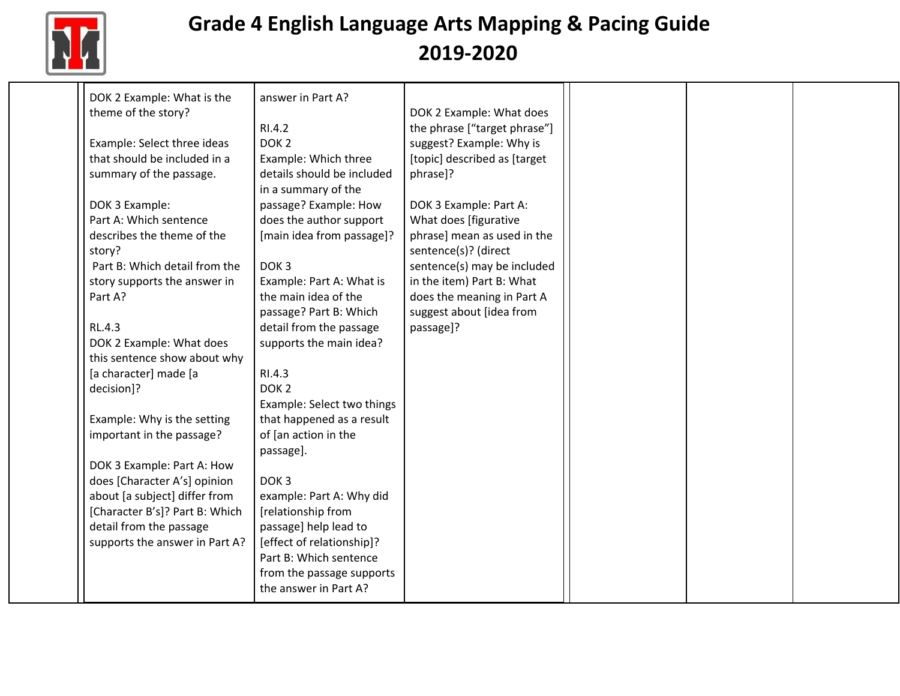# Grade 4 English Language Arts Mapping & Pacing Guide 2019-2020

| | | | | | | | |
|---|---|---|---|---|---|---|---|
| | DOK 2 Example: What is the theme of the story?<br><br>Example: Select three ideas that should be included in a summary of the passage.<br><br>DOK 3 Example:<br>Part A: Which sentence describes the theme of the story?<br>Part B: Which detail from the story supports the answer in Part A?<br><br>RL.4.3<br>DOK 2 Example: What does this sentence show about why [a character] made [a decision]?<br><br>Example: Why is the setting important in the passage?<br><br>DOK 3 Example: Part A: How does [Character A's] opinion about [a subject] differ from [Character B's]? Part B: Which detail from the passage supports the answer in Part A? | answer in Part A?<br><br>RI.4.2<br>DOK 2<br>Example: Which three details should be included in a summary of the passage? Example: How does the author support [main idea from passage]?<br><br>DOK 3<br>Example: Part A: What is the main idea of the passage? Part B: Which detail from the passage supports the main idea?<br><br>RI.4.3<br>DOK 2<br>Example: Select two things that happened as a result of [an action in the passage].<br><br>DOK 3<br>example: Part A: Why did [relationship from passage] help lead to [effect of relationship]? Part B: Which sentence from the passage supports the answer in Part A? | DOK 2 Example: What does the phrase ["target phrase"] suggest? Example: Why is [topic] described as [target phrase]?<br><br>DOK 3 Example: Part A: What does [figurative phrase] mean as used in the sentence(s)? (direct sentence(s) may be included in the item) Part B: What does the meaning in Part A suggest about [idea from passage]? | | | | |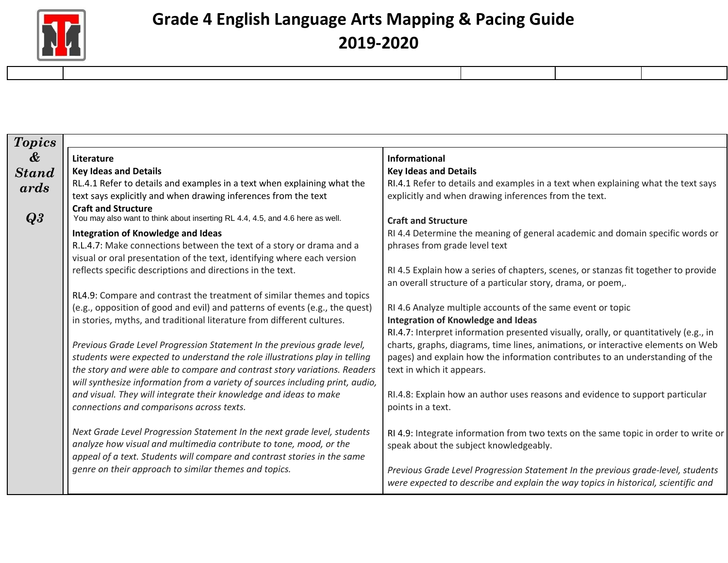# Grade 4 English Language Arts Mapping & Pacing Guide 2019-2020

| | | | | |
|---|---|---|---|---|
| | | | | |

| Topics & Standards Q3 | Literature | Informational |
|---|---|---|
| | **Literature**<br>**Key Ideas and Details**<br>RL.4.1 Refer to details and examples in a text when explaining what the text says explicitly and when drawing inferences from the text<br>**Craft and Structure**<br>You may also want to think about inserting RL 4.4, 4.5, and 4.6 here as well.<br>**Integration of Knowledge and Ideas**<br>R.L.4.7: Make connections between the text of a story or drama and a visual or oral presentation of the text, identifying where each version reflects specific descriptions and directions in the text.<br><br>RL4.9: Compare and contrast the treatment of similar themes and topics (e.g., opposition of good and evil) and patterns of events (e.g., the quest) in stories, myths, and traditional literature from different cultures.<br><br>*Previous Grade Level Progression Statement In the previous grade level, students were expected to understand the role illustrations play in telling the story and were able to compare and contrast story variations. Readers will synthesize information from a variety of sources including print, audio, and visual. They will integrate their knowledge and ideas to make connections and comparisons across texts.*<br><br>*Next Grade Level Progression Statement In the next grade level, students analyze how visual and multimedia contribute to tone, mood, or the appeal of a text. Students will compare and contrast stories in the same genre on their approach to similar themes and topics.* | **Informational**<br>**Key Ideas and Details**<br>RI.4.1 Refer to details and examples in a text when explaining what the text says explicitly and when drawing inferences from the text.<br><br>**Craft and Structure**<br>RI 4.4 Determine the meaning of general academic and domain specific words or phrases from grade level text<br><br>RI 4.5 Explain how a series of chapters, scenes, or stanzas fit together to provide an overall structure of a particular story, drama, or poem,.<br><br>RI 4.6 Analyze multiple accounts of the same event or topic<br>**Integration of Knowledge and Ideas**<br>RI.4.7: Interpret information presented visually, orally, or quantitatively (e.g., in charts, graphs, diagrams, time lines, animations, or interactive elements on Web pages) and explain how the information contributes to an understanding of the text in which it appears.<br><br>RI.4.8: Explain how an author uses reasons and evidence to support particular points in a text.<br><br>RI 4.9: Integrate information from two texts on the same topic in order to write or speak about the subject knowledgeably.<br><br>*Previous Grade Level Progression Statement In the previous grade-level, students were expected to describe and explain the way topics in historical, scientific and* |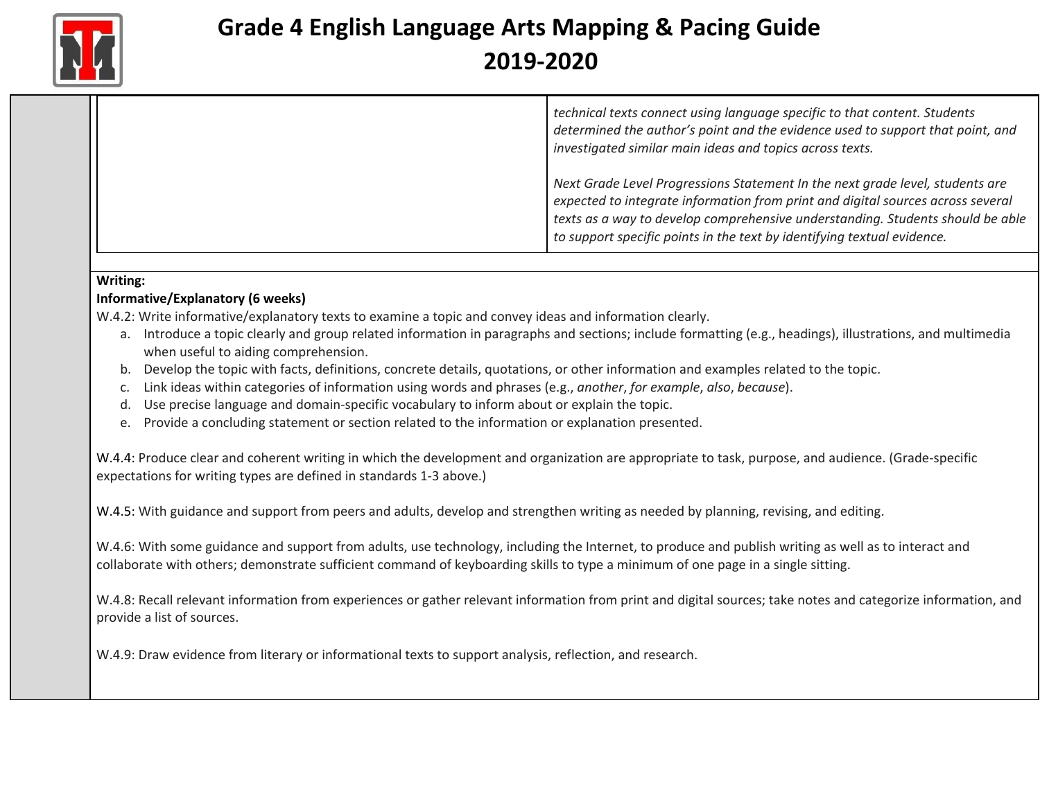| | |
|---|---|
| | *technical texts connect using language specific to that content. Students determined the author's point and the evidence used to support that point, and investigated similar main ideas and topics across texts.*<br><br>*Next Grade Level Progressions Statement In the next grade level, students are expected to integrate information from print and digital sources across several texts as a way to develop comprehensive understanding. Students should be able to support specific points in the text by identifying textual evidence.* |

**Writing:**
**Informative/Explanatory (6 weeks)**

W.4.2: Write informative/explanatory texts to examine a topic and convey ideas and information clearly.

a. Introduce a topic clearly and group related information in paragraphs and sections; include formatting (e.g., headings), illustrations, and multimedia when useful to aiding comprehension.
b. Develop the topic with facts, definitions, concrete details, quotations, or other information and examples related to the topic.
c. Link ideas within categories of information using words and phrases (e.g., *another*, *for example*, *also*, *because*).
d. Use precise language and domain-specific vocabulary to inform about or explain the topic.
e. Provide a concluding statement or section related to the information or explanation presented.

W.4.4: Produce clear and coherent writing in which the development and organization are appropriate to task, purpose, and audience. (Grade-specific expectations for writing types are defined in standards 1-3 above.)

W.4.5: With guidance and support from peers and adults, develop and strengthen writing as needed by planning, revising, and editing.

W.4.6: With some guidance and support from adults, use technology, including the Internet, to produce and publish writing as well as to interact and collaborate with others; demonstrate sufficient command of keyboarding skills to type a minimum of one page in a single sitting.

W.4.8: Recall relevant information from experiences or gather relevant information from print and digital sources; take notes and categorize information, and provide a list of sources.

W.4.9: Draw evidence from literary or informational texts to support analysis, reflection, and research.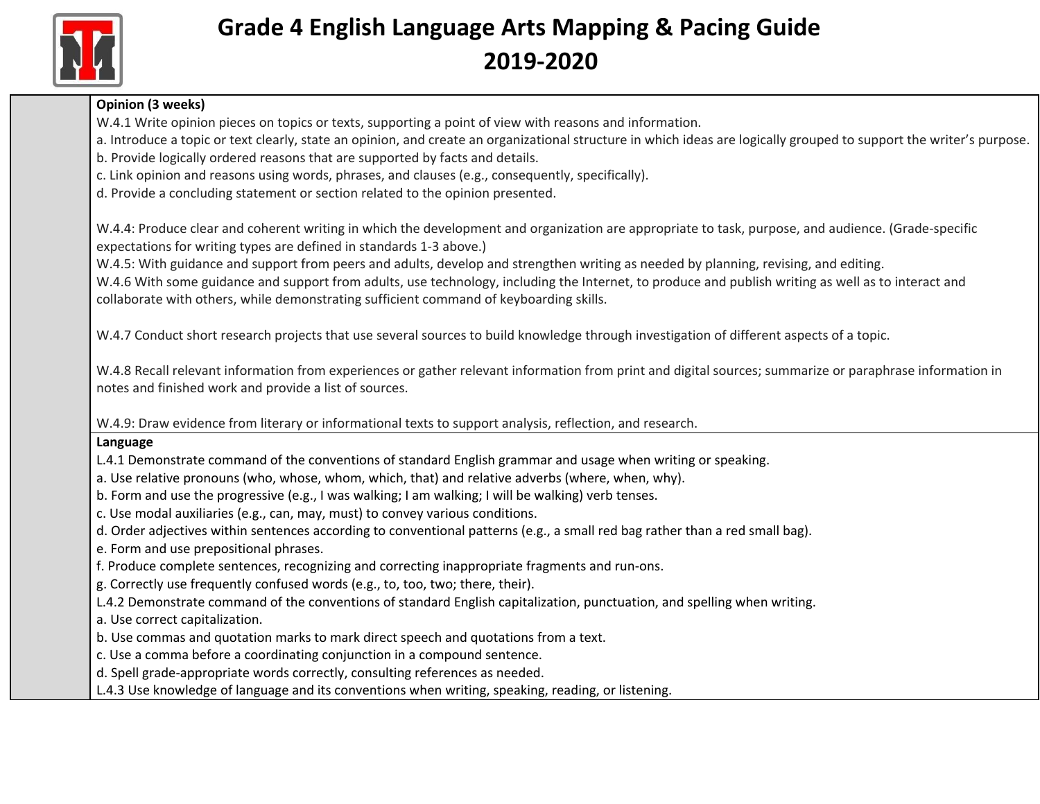# Grade 4 English Language Arts Mapping & Pacing Guide 2019-2020

**Opinion (3 weeks)**

W.4.1 Write opinion pieces on topics or texts, supporting a point of view with reasons and information.
a. Introduce a topic or text clearly, state an opinion, and create an organizational structure in which ideas are logically grouped to support the writer's purpose.
b. Provide logically ordered reasons that are supported by facts and details.
c. Link opinion and reasons using words, phrases, and clauses (e.g., consequently, specifically).
d. Provide a concluding statement or section related to the opinion presented.

W.4.4: Produce clear and coherent writing in which the development and organization are appropriate to task, purpose, and audience. (Grade-specific expectations for writing types are defined in standards 1-3 above.)
W.4.5: With guidance and support from peers and adults, develop and strengthen writing as needed by planning, revising, and editing.
W.4.6 With some guidance and support from adults, use technology, including the Internet, to produce and publish writing as well as to interact and collaborate with others, while demonstrating sufficient command of keyboarding skills.

W.4.7 Conduct short research projects that use several sources to build knowledge through investigation of different aspects of a topic.

W.4.8 Recall relevant information from experiences or gather relevant information from print and digital sources; summarize or paraphrase information in notes and finished work and provide a list of sources.

W.4.9: Draw evidence from literary or informational texts to support analysis, reflection, and research.

**Language**

L.4.1 Demonstrate command of the conventions of standard English grammar and usage when writing or speaking.
a. Use relative pronouns (who, whose, whom, which, that) and relative adverbs (where, when, why).
b. Form and use the progressive (e.g., I was walking; I am walking; I will be walking) verb tenses.
c. Use modal auxiliaries (e.g., can, may, must) to convey various conditions.
d. Order adjectives within sentences according to conventional patterns (e.g., a small red bag rather than a red small bag).
e. Form and use prepositional phrases.
f. Produce complete sentences, recognizing and correcting inappropriate fragments and run-ons.
g. Correctly use frequently confused words (e.g., to, too, two; there, their).
L.4.2 Demonstrate command of the conventions of standard English capitalization, punctuation, and spelling when writing.
a. Use correct capitalization.
b. Use commas and quotation marks to mark direct speech and quotations from a text.
c. Use a comma before a coordinating conjunction in a compound sentence.
d. Spell grade-appropriate words correctly, consulting references as needed.
L.4.3 Use knowledge of language and its conventions when writing, speaking, reading, or listening.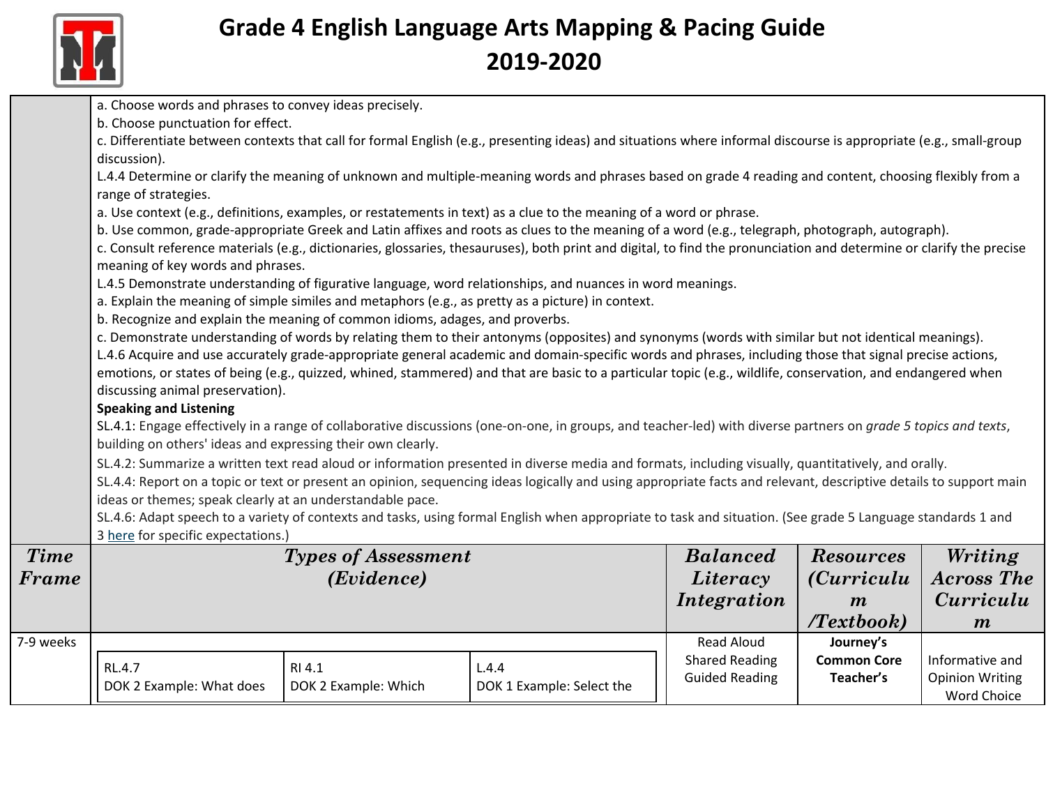# Grade 4 English Language Arts Mapping & Pacing Guide 2019-2020

| | |
|---|---|
| | a. Choose words and phrases to convey ideas precisely.<br>b. Choose punctuation for effect.<br>c. Differentiate between contexts that call for formal English (e.g., presenting ideas) and situations where informal discourse is appropriate (e.g., small-group discussion).<br>L.4.4 Determine or clarify the meaning of unknown and multiple-meaning words and phrases based on grade 4 reading and content, choosing flexibly from a range of strategies.<br>a. Use context (e.g., definitions, examples, or restatements in text) as a clue to the meaning of a word or phrase.<br>b. Use common, grade-appropriate Greek and Latin affixes and roots as clues to the meaning of a word (e.g., telegraph, photograph, autograph).<br>c. Consult reference materials (e.g., dictionaries, glossaries, thesauruses), both print and digital, to find the pronunciation and determine or clarify the precise meaning of key words and phrases.<br>L.4.5 Demonstrate understanding of figurative language, word relationships, and nuances in word meanings.<br>a. Explain the meaning of simple similes and metaphors (e.g., as pretty as a picture) in context.<br>b. Recognize and explain the meaning of common idioms, adages, and proverbs.<br>c. Demonstrate understanding of words by relating them to their antonyms (opposites) and synonyms (words with similar but not identical meanings).<br>L.4.6 Acquire and use accurately grade-appropriate general academic and domain-specific words and phrases, including those that signal precise actions, emotions, or states of being (e.g., quizzed, whined, stammered) and that are basic to a particular topic (e.g., wildlife, conservation, and endangered when discussing animal preservation).<br>**Speaking and Listening**<br>SL.4.1: Engage effectively in a range of collaborative discussions (one-on-one, in groups, and teacher-led) with diverse partners on *grade 5 topics and texts*, building on others' ideas and expressing their own clearly.<br>SL.4.2: Summarize a written text read aloud or information presented in diverse media and formats, including visually, quantitatively, and orally.<br>SL.4.4: Report on a topic or text or present an opinion, sequencing ideas logically and using appropriate facts and relevant, descriptive details to support main ideas or themes; speak clearly at an understandable pace.<br>SL.4.6: Adapt speech to a variety of contexts and tasks, using formal English when appropriate to task and situation. (See grade 5 Language standards 1 and 3 here for specific expectations.) |

| *Time Frame* | *Types of Assessment (Evidence)* | | | *Balanced Literacy Integration* | *Resources (Curriculum /Textbook)* | *Writing Across The Curriculum* |
|---|---|---|---|---|---|---|
| 7-9 weeks | RL.4.7<br>DOK 2 Example: What does | RI 4.1<br>DOK 2 Example: Which | L.4.4<br>DOK 1 Example: Select the | Read Aloud<br>Shared Reading<br>Guided Reading | **Journey's Common Core Teacher's** | Informative and Opinion Writing<br>Word Choice |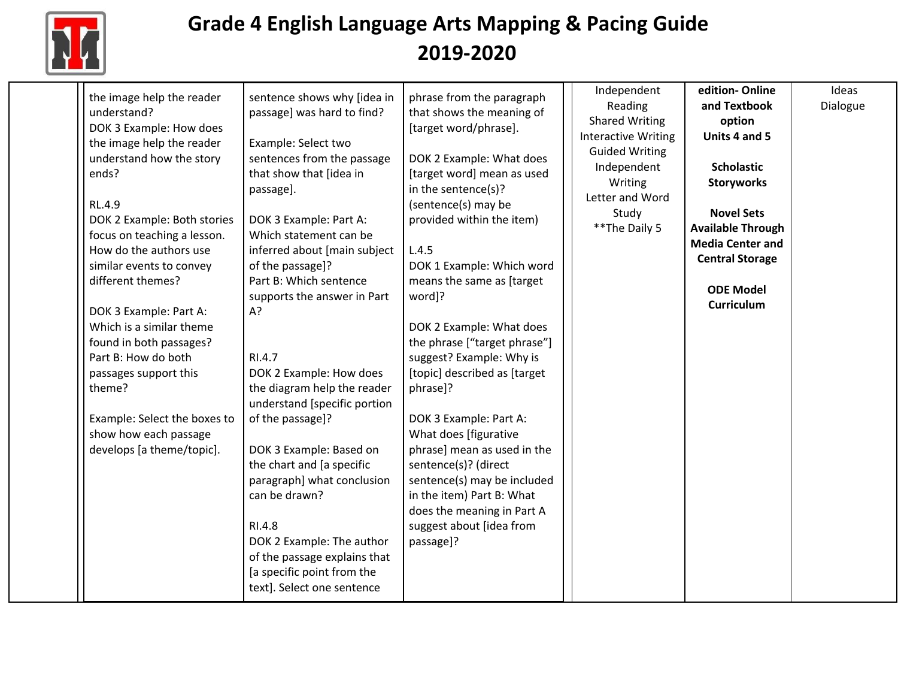# Grade 4 English Language Arts Mapping & Pacing Guide 2019-2020

| | | | | | | | |
|---|---|---|---|---|---|---|---|
| | | the image help the reader understand?<br>DOK 3 Example: How does the image help the reader understand how the story ends?<br><br>RL.4.9<br>DOK 2 Example: Both stories focus on teaching a lesson. How do the authors use similar events to convey different themes?<br><br>DOK 3 Example: Part A: Which is a similar theme found in both passages?<br>Part B: How do both passages support this theme?<br><br>Example: Select the boxes to show how each passage develops [a theme/topic]. | sentence shows why [idea in passage] was hard to find?<br><br>Example: Select two sentences from the passage that show that [idea in passage].<br><br>DOK 3 Example: Part A: Which statement can be inferred about [main subject of the passage]?<br>Part B: Which sentence supports the answer in Part A?<br><br>RI.4.7<br>DOK 2 Example: How does the diagram help the reader understand [specific portion of the passage]?<br><br>DOK 3 Example: Based on the chart and [a specific paragraph] what conclusion can be drawn?<br><br>RI.4.8<br>DOK 2 Example: The author of the passage explains that [a specific point from the text]. Select one sentence | phrase from the paragraph that shows the meaning of [target word/phrase].<br><br>DOK 2 Example: What does [target word] mean as used in the sentence(s)? (sentence(s) may be provided within the item)<br><br>L.4.5<br>DOK 1 Example: Which word means the same as [target word]?<br><br>DOK 2 Example: What does the phrase ["target phrase"] suggest? Example: Why is [topic] described as [target phrase]?<br><br>DOK 3 Example: Part A: What does [figurative phrase] mean as used in the sentence(s)? (direct sentence(s) may be included in the item) Part B: What does the meaning in Part A suggest about [idea from passage]? | Independent Reading<br>Shared Writing<br>Interactive Writing<br>Guided Writing<br>Independent Writing<br>Letter and Word Study<br>**The Daily 5 | **edition- Online and Textbook option<br>Units 4 and 5**<br><br>**Scholastic Storyworks**<br><br>**Novel Sets Available Through Media Center and Central Storage**<br><br>**ODE Model Curriculum** | Ideas<br>Dialogue |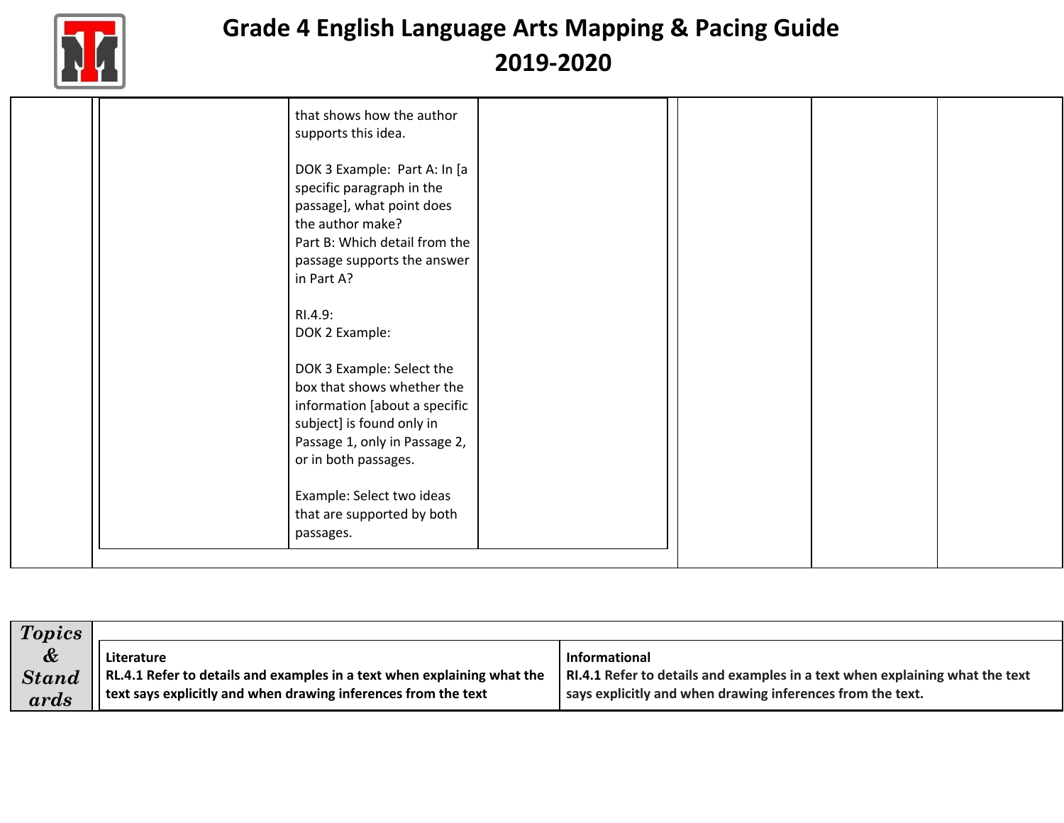# Grade 4 English Language Arts Mapping & Pacing Guide 2019-2020

| | | | | | | |
|---|---|---|---|---|---|---|
| | | that shows how the author supports this idea.<br><br>DOK 3 Example: Part A: In [a specific paragraph in the passage], what point does the author make?<br>Part B: Which detail from the passage supports the answer in Part A?<br><br>RI.4.9:<br>DOK 2 Example:<br><br>DOK 3 Example: Select the box that shows whether the information [about a specific subject] is found only in Passage 1, only in Passage 2, or in both passages.<br><br>Example: Select two ideas that are supported by both passages. | | | | |

| *Topics & Standards* | | |
|---|---|---|
| | **Literature**<br>**RL.4.1 Refer to details and examples in a text when explaining what the text says explicitly and when drawing inferences from the text** | **Informational**<br>**RI.4.1 Refer to details and examples in a text when explaining what the text says explicitly and when drawing inferences from the text.** |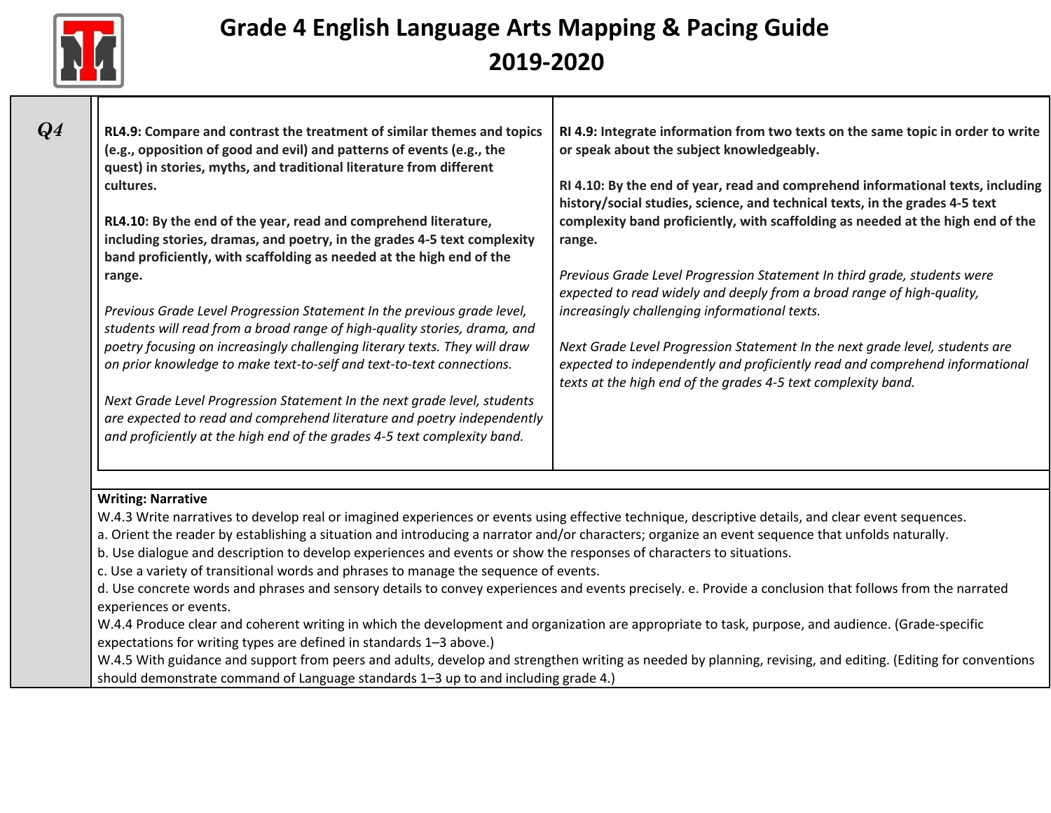# Grade 4 English Language Arts Mapping & Pacing Guide 2019-2020

| Q4 | | |
|---|---|---|
| | **RL4.9: Compare and contrast the treatment of similar themes and topics (e.g., opposition of good and evil) and patterns of events (e.g., the quest) in stories, myths, and traditional literature from different cultures.**<br><br>**RL4.10: By the end of the year, read and comprehend literature, including stories, dramas, and poetry, in the grades 4-5 text complexity band proficiently, with scaffolding as needed at the high end of the range.**<br><br>*Previous Grade Level Progression Statement In the previous grade level, students will read from a broad range of high-quality stories, drama, and poetry focusing on increasingly challenging literary texts. They will draw on prior knowledge to make text-to-self and text-to-text connections.*<br><br>*Next Grade Level Progression Statement In the next grade level, students are expected to read and comprehend literature and poetry independently and proficiently at the high end of the grades 4-5 text complexity band.* | **RI 4.9: Integrate information from two texts on the same topic in order to write or speak about the subject knowledgeably.**<br><br>**RI 4.10: By the end of year, read and comprehend informational texts, including history/social studies, science, and technical texts, in the grades 4-5 text complexity band proficiently, with scaffolding as needed at the high end of the range.**<br><br>*Previous Grade Level Progression Statement In third grade, students were expected to read widely and deeply from a broad range of high-quality, increasingly challenging informational texts.*<br><br>*Next Grade Level Progression Statement In the next grade level, students are expected to independently and proficiently read and comprehend informational texts at the high end of the grades 4-5 text complexity band.* |

**Writing: Narrative**

W.4.3 Write narratives to develop real or imagined experiences or events using effective technique, descriptive details, and clear event sequences.
a. Orient the reader by establishing a situation and introducing a narrator and/or characters; organize an event sequence that unfolds naturally.
b. Use dialogue and description to develop experiences and events or show the responses of characters to situations.
c. Use a variety of transitional words and phrases to manage the sequence of events.
d. Use concrete words and phrases and sensory details to convey experiences and events precisely. e. Provide a conclusion that follows from the narrated experiences or events.
W.4.4 Produce clear and coherent writing in which the development and organization are appropriate to task, purpose, and audience. (Grade-specific expectations for writing types are defined in standards 1–3 above.)
W.4.5 With guidance and support from peers and adults, develop and strengthen writing as needed by planning, revising, and editing. (Editing for conventions should demonstrate command of Language standards 1–3 up to and including grade 4.)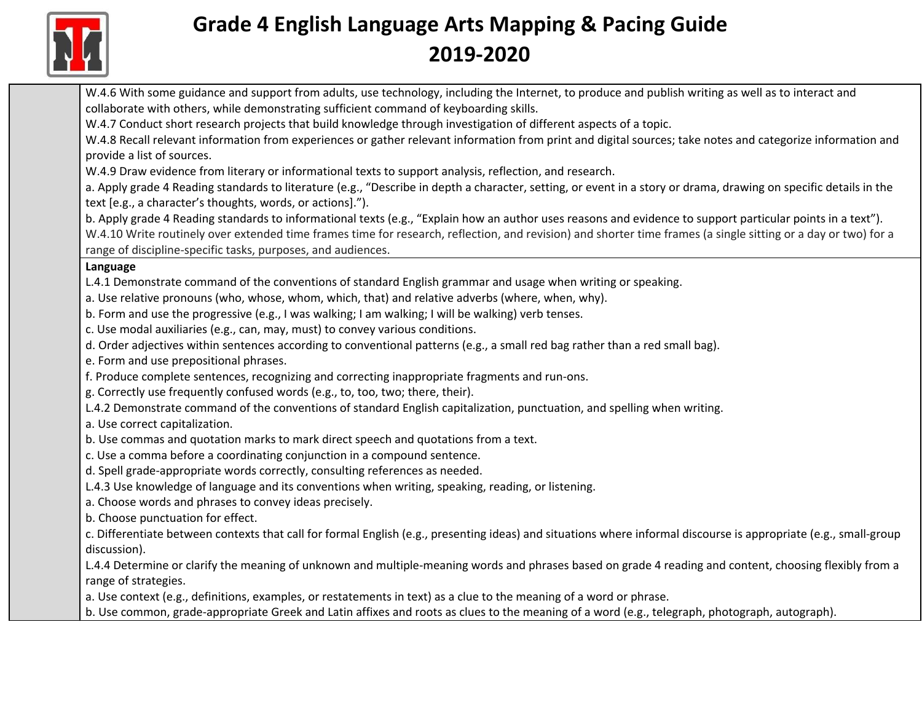# Grade 4 English Language Arts Mapping & Pacing Guide 2019-2020

W.4.6 With some guidance and support from adults, use technology, including the Internet, to produce and publish writing as well as to interact and collaborate with others, while demonstrating sufficient command of keyboarding skills.
W.4.7 Conduct short research projects that build knowledge through investigation of different aspects of a topic.
W.4.8 Recall relevant information from experiences or gather relevant information from print and digital sources; take notes and categorize information and provide a list of sources.
W.4.9 Draw evidence from literary or informational texts to support analysis, reflection, and research.
a. Apply grade 4 Reading standards to literature (e.g., "Describe in depth a character, setting, or event in a story or drama, drawing on specific details in the text [e.g., a character's thoughts, words, or actions].").
b. Apply grade 4 Reading standards to informational texts (e.g., "Explain how an author uses reasons and evidence to support particular points in a text").
W.4.10 Write routinely over extended time frames time for research, reflection, and revision) and shorter time frames (a single sitting or a day or two) for a range of discipline-specific tasks, purposes, and audiences.

**Language**

L.4.1 Demonstrate command of the conventions of standard English grammar and usage when writing or speaking.
a. Use relative pronouns (who, whose, whom, which, that) and relative adverbs (where, when, why).
b. Form and use the progressive (e.g., I was walking; I am walking; I will be walking) verb tenses.
c. Use modal auxiliaries (e.g., can, may, must) to convey various conditions.
d. Order adjectives within sentences according to conventional patterns (e.g., a small red bag rather than a red small bag).
e. Form and use prepositional phrases.
f. Produce complete sentences, recognizing and correcting inappropriate fragments and run-ons.
g. Correctly use frequently confused words (e.g., to, too, two; there, their).
L.4.2 Demonstrate command of the conventions of standard English capitalization, punctuation, and spelling when writing.
a. Use correct capitalization.
b. Use commas and quotation marks to mark direct speech and quotations from a text.
c. Use a comma before a coordinating conjunction in a compound sentence.
d. Spell grade-appropriate words correctly, consulting references as needed.
L.4.3 Use knowledge of language and its conventions when writing, speaking, reading, or listening.
a. Choose words and phrases to convey ideas precisely.
b. Choose punctuation for effect.
c. Differentiate between contexts that call for formal English (e.g., presenting ideas) and situations where informal discourse is appropriate (e.g., small-group discussion).
L.4.4 Determine or clarify the meaning of unknown and multiple-meaning words and phrases based on grade 4 reading and content, choosing flexibly from a range of strategies.
a. Use context (e.g., definitions, examples, or restatements in text) as a clue to the meaning of a word or phrase.
b. Use common, grade-appropriate Greek and Latin affixes and roots as clues to the meaning of a word (e.g., telegraph, photograph, autograph).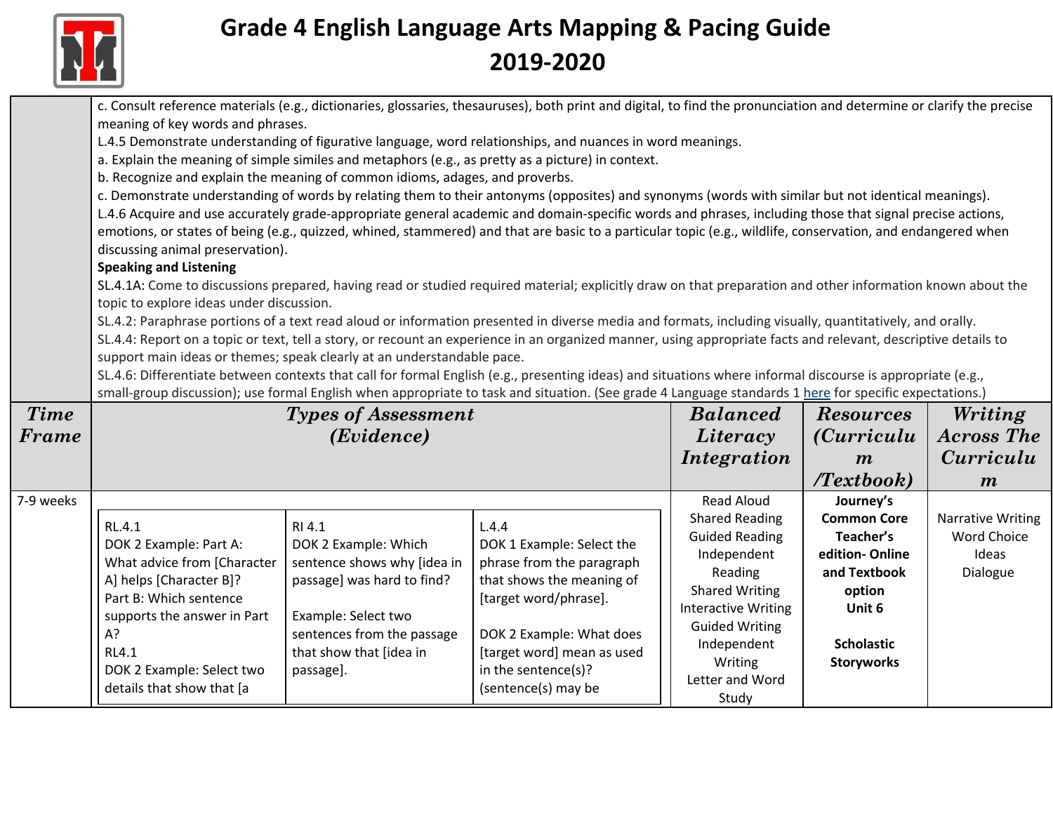# Grade 4 English Language Arts Mapping & Pacing Guide 2019-2020

| | |
|---|---|
| | c. Consult reference materials (e.g., dictionaries, glossaries, thesauruses), both print and digital, to find the pronunciation and determine or clarify the precise meaning of key words and phrases.<br>L.4.5 Demonstrate understanding of figurative language, word relationships, and nuances in word meanings.<br>a. Explain the meaning of simple similes and metaphors (e.g., as pretty as a picture) in context.<br>b. Recognize and explain the meaning of common idioms, adages, and proverbs.<br>c. Demonstrate understanding of words by relating them to their antonyms (opposites) and synonyms (words with similar but not identical meanings).<br>L.4.6 Acquire and use accurately grade-appropriate general academic and domain-specific words and phrases, including those that signal precise actions, emotions, or states of being (e.g., quizzed, whined, stammered) and that are basic to a particular topic (e.g., wildlife, conservation, and endangered when discussing animal preservation).<br>**Speaking and Listening**<br>SL.4.1A: Come to discussions prepared, having read or studied required material; explicitly draw on that preparation and other information known about the topic to explore ideas under discussion.<br>SL.4.2: Paraphrase portions of a text read aloud or information presented in diverse media and formats, including visually, quantitatively, and orally.<br>SL.4.4: Report on a topic or text, tell a story, or recount an experience in an organized manner, using appropriate facts and relevant, descriptive details to support main ideas or themes; speak clearly at an understandable pace.<br>SL.4.6: Differentiate between contexts that call for formal English (e.g., presenting ideas) and situations where informal discourse is appropriate (e.g., small-group discussion); use formal English when appropriate to task and situation. (See grade 4 Language standards 1 here for specific expectations.) |

| *Time Frame* | *Types of Assessment (Evidence)* | | | *Balanced Literacy Integration* | *Resources (Curriculum /Textbook)* | *Writing Across The Curriculum* |
|---|---|---|---|---|---|---|
| 7-9 weeks | RL.4.1<br>DOK 2 Example: Part A: What advice from [Character A] helps [Character B]?<br>Part B: Which sentence supports the answer in Part A?<br>RL4.1<br>DOK 2 Example: Select two details that show that [a | RI 4.1<br>DOK 2 Example: Which sentence shows why [idea in passage] was hard to find?<br><br>Example: Select two sentences from the passage that show that [idea in passage]. | L.4.4<br>DOK 1 Example: Select the phrase from the paragraph that shows the meaning of [target word/phrase].<br><br>DOK 2 Example: What does [target word] mean as used in the sentence(s)? (sentence(s) may be | Read Aloud<br>Shared Reading<br>Guided Reading<br>Independent Reading<br>Shared Writing<br>Interactive Writing<br>Guided Writing<br>Independent Writing<br>Letter and Word Study | **Journey's Common Core Teacher's edition- Online and Textbook option Unit 6**<br><br>**Scholastic Storyworks** | Narrative Writing<br>Word Choice<br>Ideas<br>Dialogue |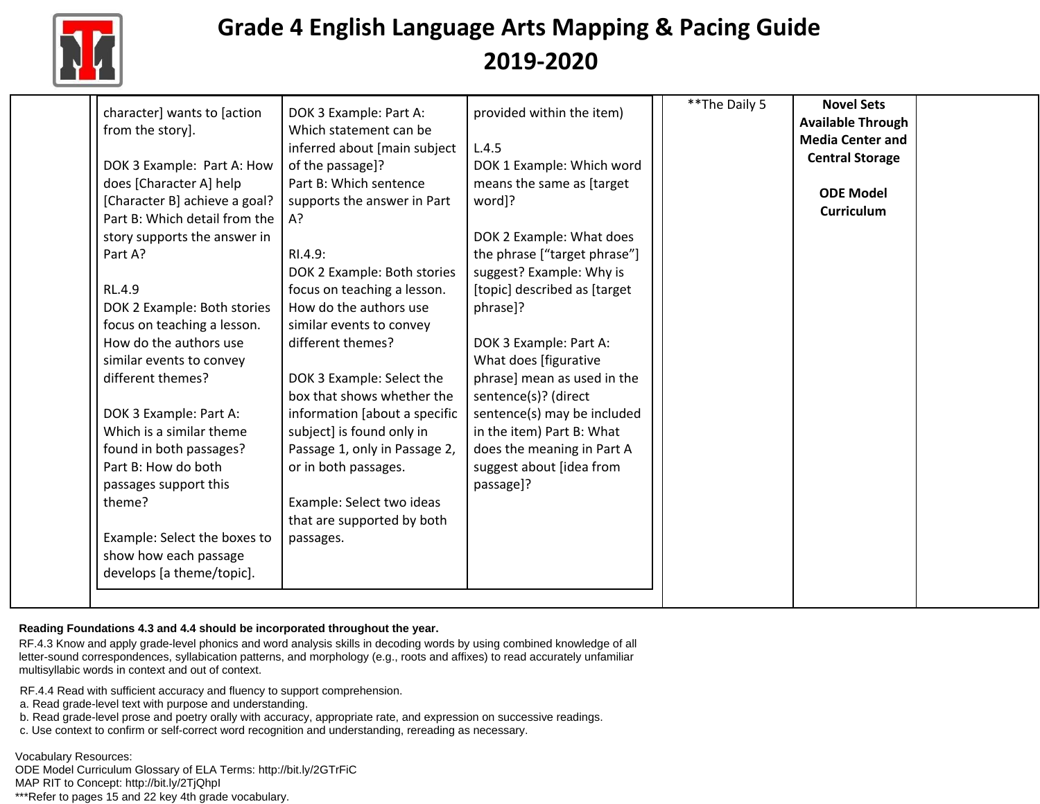# Grade 4 English Language Arts Mapping & Pacing Guide 2019-2020

| | | | | | |
|---|---|---|---|---|---|
| | character] wants to [action from the story].<br><br>DOK 3 Example: Part A: How does [Character A] help [Character B] achieve a goal? Part B: Which detail from the story supports the answer in Part A?<br><br>RL.4.9<br>DOK 2 Example: Both stories focus on teaching a lesson. How do the authors use similar events to convey different themes?<br><br>DOK 3 Example: Part A: Which is a similar theme found in both passages? Part B: How do both passages support this theme?<br><br>Example: Select the boxes to show how each passage develops [a theme/topic]. | DOK 3 Example: Part A: Which statement can be inferred about [main subject of the passage]? Part B: Which sentence supports the answer in Part A?<br><br>RI.4.9:<br>DOK 2 Example: Both stories focus on teaching a lesson. How do the authors use similar events to convey different themes?<br><br>DOK 3 Example: Select the box that shows whether the information [about a specific subject] is found only in Passage 1, only in Passage 2, or in both passages.<br><br>Example: Select two ideas that are supported by both passages. | provided within the item)<br><br>L.4.5<br>DOK 1 Example: Which word means the same as [target word]?<br><br>DOK 2 Example: What does the phrase ["target phrase"] suggest? Example: Why is [topic] described as [target phrase]?<br><br>DOK 3 Example: Part A: What does [figurative phrase] mean as used in the sentence(s)? (direct sentence(s) may be included in the item) Part B: What does the meaning in Part A suggest about [idea from passage]? | **The Daily 5 | **Novel Sets Available Through Media Center and Central Storage**<br><br>**ODE Model Curriculum** |

**Reading Foundations 4.3 and 4.4 should be incorporated throughout the year.**

RF.4.3 Know and apply grade-level phonics and word analysis skills in decoding words by using combined knowledge of all letter-sound correspondences, syllabication patterns, and morphology (e.g., roots and affixes) to read accurately unfamiliar multisyllabic words in context and out of context.

RF.4.4 Read with sufficient accuracy and fluency to support comprehension.
a. Read grade-level text with purpose and understanding.
b. Read grade-level prose and poetry orally with accuracy, appropriate rate, and expression on successive readings.
c. Use context to confirm or self-correct word recognition and understanding, rereading as necessary.

Vocabulary Resources:
ODE Model Curriculum Glossary of ELA Terms: http://bit.ly/2GTrFiC
MAP RIT to Concept: http://bit.ly/2TjQhpI
***Refer to pages 15 and 22 key 4th grade vocabulary.